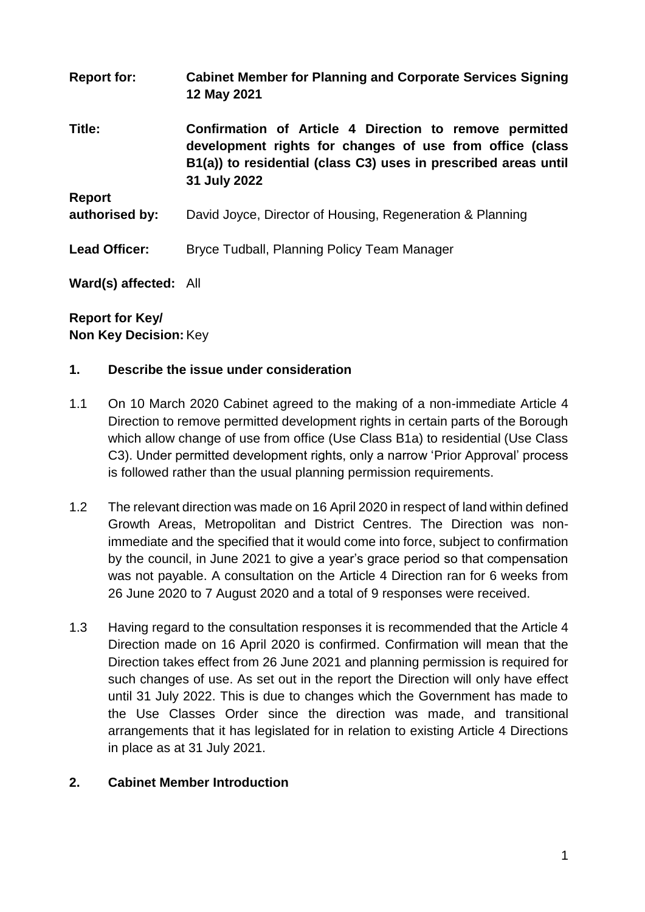**Report for:** **Cabinet Member for Planning and Corporate Services Signing 12 May 2021**

**Title:** **Confirmation of Article 4 Direction to remove permitted development rights for changes of use from office (class B1(a)) to residential (class C3) uses in prescribed areas until 31 July 2022**

**Report authorised by:** David Joyce, Director of Housing, Regeneration & Planning

**Lead Officer:** Bryce Tudball, Planning Policy Team Manager

**Ward(s) affected:** All

**Report for Key/ Non Key Decision:** Key

## 1. Describe the issue under consideration

1.1 On 10 March 2020 Cabinet agreed to the making of a non-immediate Article 4 Direction to remove permitted development rights in certain parts of the Borough which allow change of use from office (Use Class B1a) to residential (Use Class C3). Under permitted development rights, only a narrow 'Prior Approval' process is followed rather than the usual planning permission requirements.

1.2 The relevant direction was made on 16 April 2020 in respect of land within defined Growth Areas, Metropolitan and District Centres. The Direction was non-immediate and the specified that it would come into force, subject to confirmation by the council, in June 2021 to give a year's grace period so that compensation was not payable. A consultation on the Article 4 Direction ran for 6 weeks from 26 June 2020 to 7 August 2020 and a total of 9 responses were received.

1.3 Having regard to the consultation responses it is recommended that the Article 4 Direction made on 16 April 2020 is confirmed. Confirmation will mean that the Direction takes effect from 26 June 2021 and planning permission is required for such changes of use. As set out in the report the Direction will only have effect until 31 July 2022. This is due to changes which the Government has made to the Use Classes Order since the direction was made, and transitional arrangements that it has legislated for in relation to existing Article 4 Directions in place as at 31 July 2021.

## 2. Cabinet Member Introduction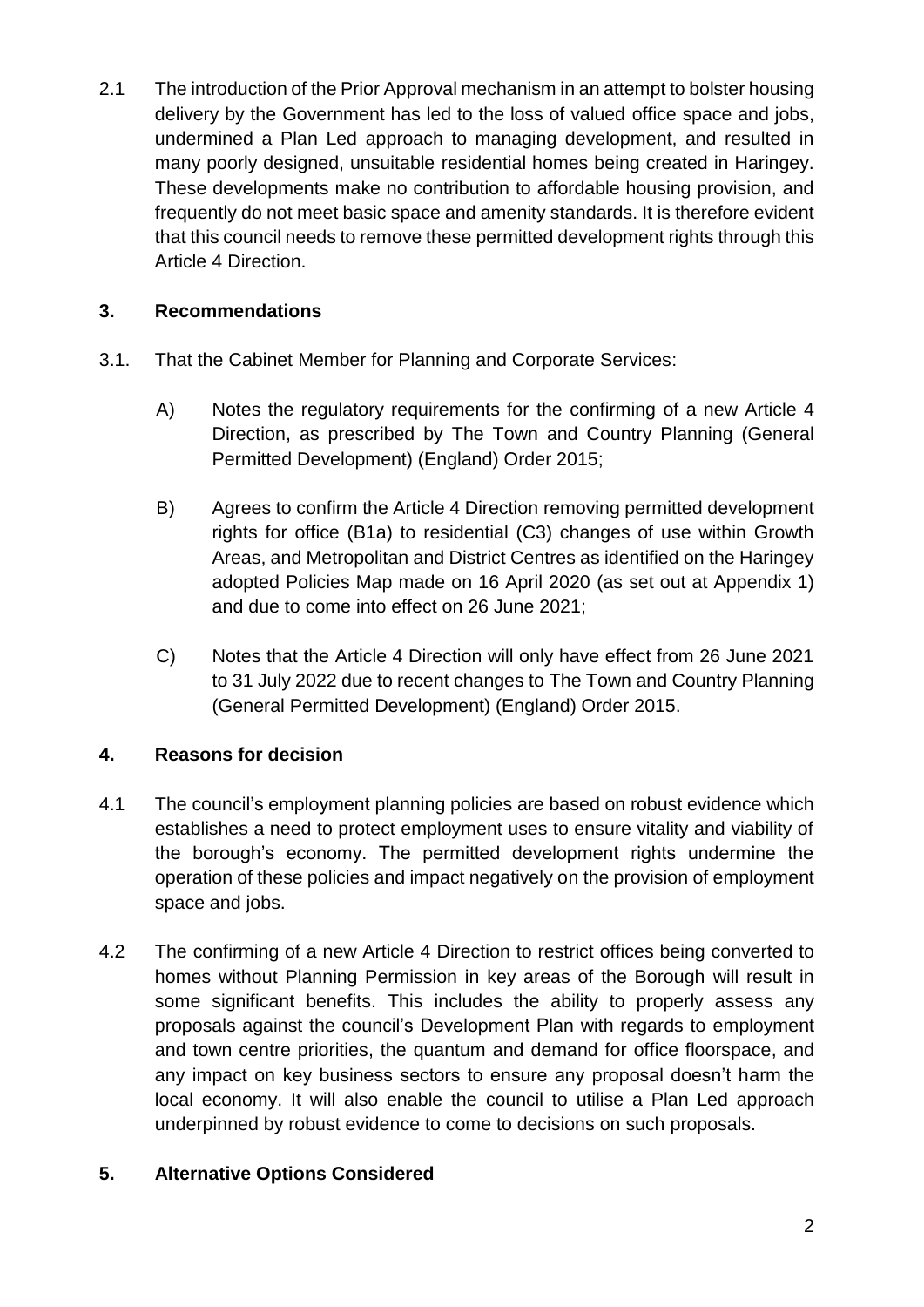2.1 The introduction of the Prior Approval mechanism in an attempt to bolster housing delivery by the Government has led to the loss of valued office space and jobs, undermined a Plan Led approach to managing development, and resulted in many poorly designed, unsuitable residential homes being created in Haringey. These developments make no contribution to affordable housing provision, and frequently do not meet basic space and amenity standards. It is therefore evident that this council needs to remove these permitted development rights through this Article 4 Direction.

## 3. Recommendations

3.1. That the Cabinet Member for Planning and Corporate Services:

A) Notes the regulatory requirements for the confirming of a new Article 4 Direction, as prescribed by The Town and Country Planning (General Permitted Development) (England) Order 2015;

B) Agrees to confirm the Article 4 Direction removing permitted development rights for office (B1a) to residential (C3) changes of use within Growth Areas, and Metropolitan and District Centres as identified on the Haringey adopted Policies Map made on 16 April 2020 (as set out at Appendix 1) and due to come into effect on 26 June 2021;

C) Notes that the Article 4 Direction will only have effect from 26 June 2021 to 31 July 2022 due to recent changes to The Town and Country Planning (General Permitted Development) (England) Order 2015.

## 4. Reasons for decision

4.1 The council's employment planning policies are based on robust evidence which establishes a need to protect employment uses to ensure vitality and viability of the borough's economy. The permitted development rights undermine the operation of these policies and impact negatively on the provision of employment space and jobs.

4.2 The confirming of a new Article 4 Direction to restrict offices being converted to homes without Planning Permission in key areas of the Borough will result in some significant benefits. This includes the ability to properly assess any proposals against the council's Development Plan with regards to employment and town centre priorities, the quantum and demand for office floorspace, and any impact on key business sectors to ensure any proposal doesn't harm the local economy. It will also enable the council to utilise a Plan Led approach underpinned by robust evidence to come to decisions on such proposals.

## 5. Alternative Options Considered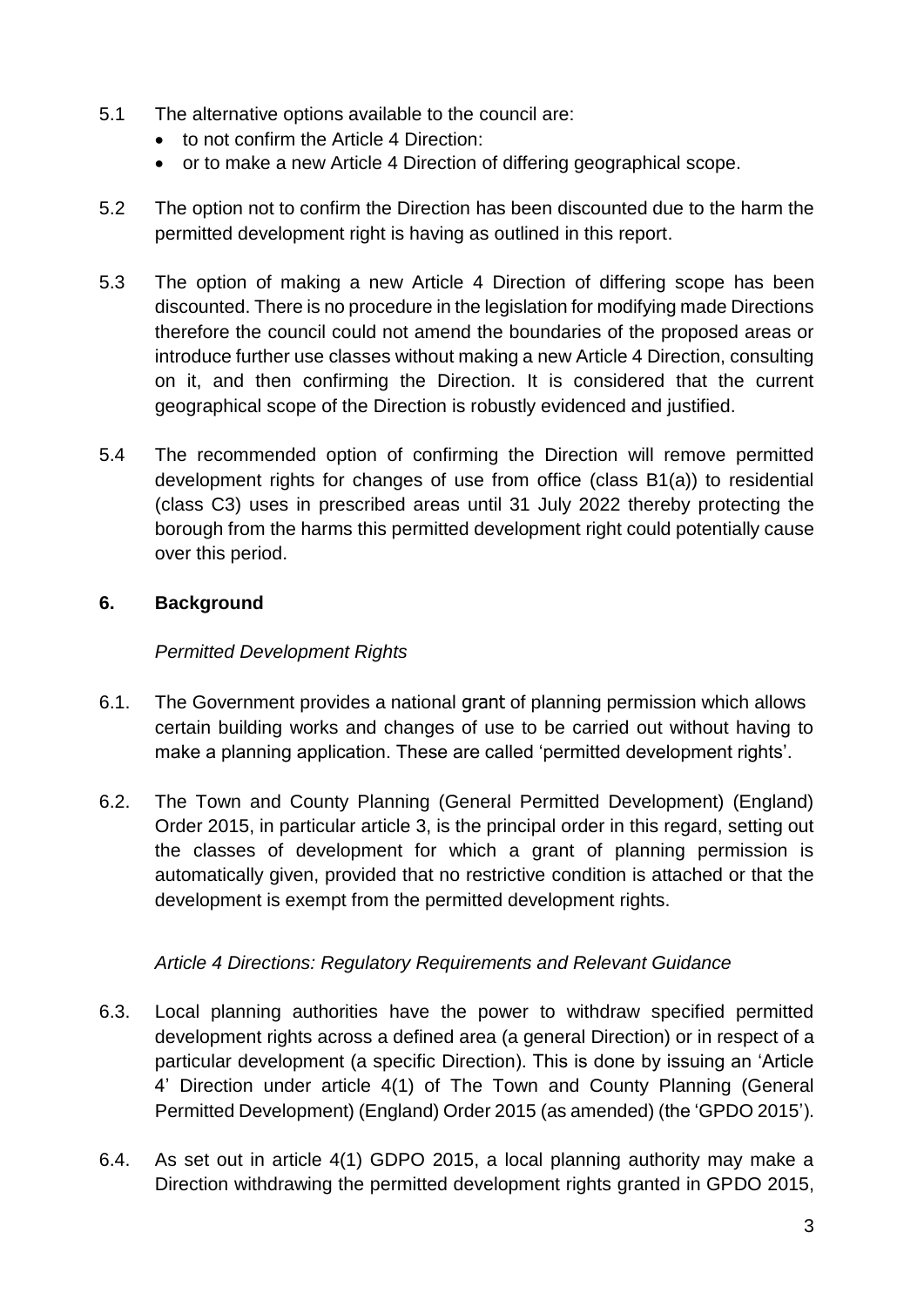5.1 The alternative options available to the council are:

- to not confirm the Article 4 Direction:
- or to make a new Article 4 Direction of differing geographical scope.

5.2 The option not to confirm the Direction has been discounted due to the harm the permitted development right is having as outlined in this report.

5.3 The option of making a new Article 4 Direction of differing scope has been discounted. There is no procedure in the legislation for modifying made Directions therefore the council could not amend the boundaries of the proposed areas or introduce further use classes without making a new Article 4 Direction, consulting on it, and then confirming the Direction. It is considered that the current geographical scope of the Direction is robustly evidenced and justified.

5.4 The recommended option of confirming the Direction will remove permitted development rights for changes of use from office (class B1(a)) to residential (class C3) uses in prescribed areas until 31 July 2022 thereby protecting the borough from the harms this permitted development right could potentially cause over this period.

## 6. Background

*Permitted Development Rights*

6.1. The Government provides a national grant of planning permission which allows certain building works and changes of use to be carried out without having to make a planning application. These are called 'permitted development rights'.

6.2. The Town and County Planning (General Permitted Development) (England) Order 2015, in particular article 3, is the principal order in this regard, setting out the classes of development for which a grant of planning permission is automatically given, provided that no restrictive condition is attached or that the development is exempt from the permitted development rights.

*Article 4 Directions: Regulatory Requirements and Relevant Guidance*

6.3. Local planning authorities have the power to withdraw specified permitted development rights across a defined area (a general Direction) or in respect of a particular development (a specific Direction). This is done by issuing an 'Article 4' Direction under article 4(1) of The Town and County Planning (General Permitted Development) (England) Order 2015 (as amended) (the 'GPDO 2015').

6.4. As set out in article 4(1) GDPO 2015, a local planning authority may make a Direction withdrawing the permitted development rights granted in GPDO 2015,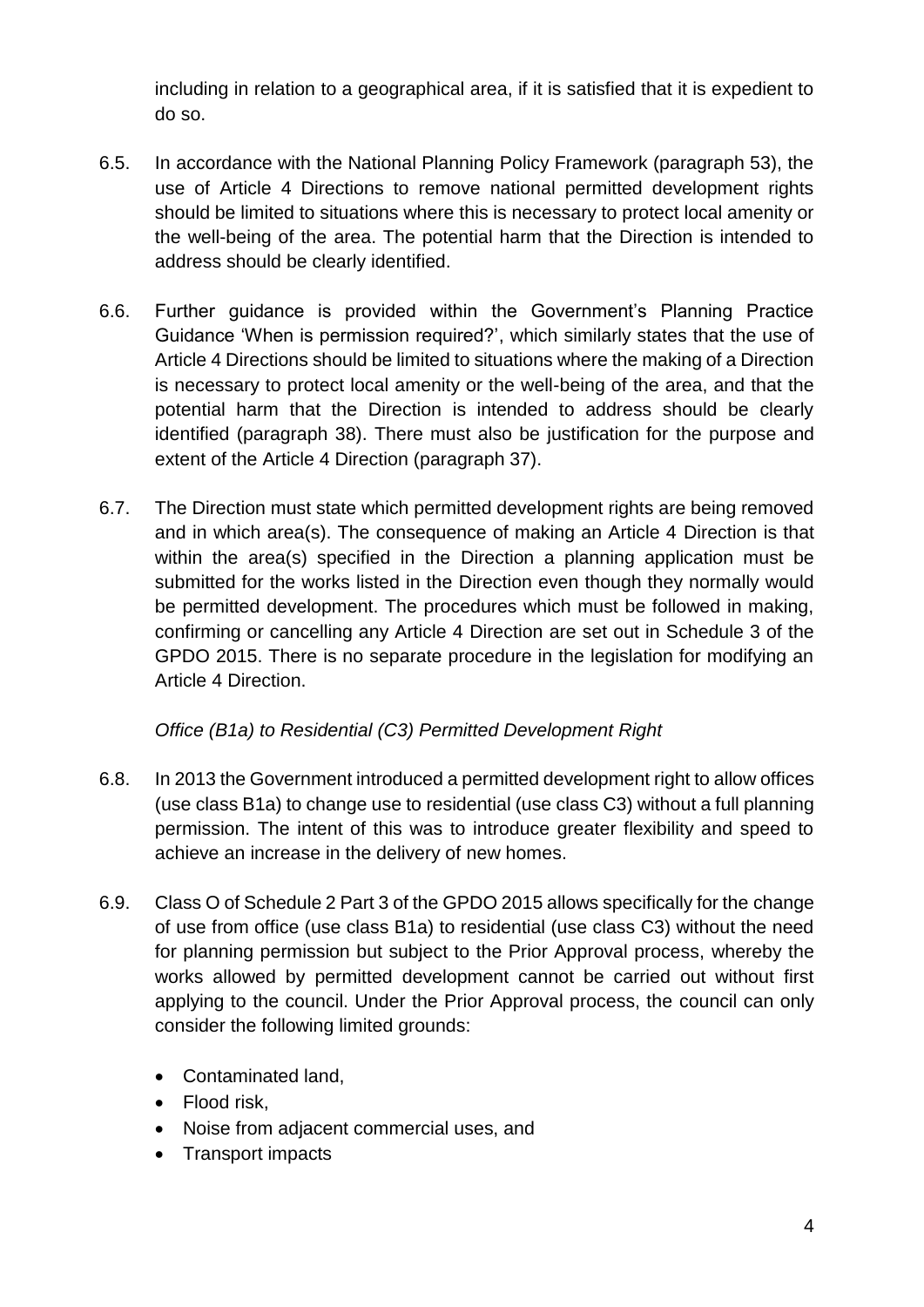including in relation to a geographical area, if it is satisfied that it is expedient to do so.

6.5. In accordance with the National Planning Policy Framework (paragraph 53), the use of Article 4 Directions to remove national permitted development rights should be limited to situations where this is necessary to protect local amenity or the well-being of the area. The potential harm that the Direction is intended to address should be clearly identified.

6.6. Further guidance is provided within the Government's Planning Practice Guidance 'When is permission required?', which similarly states that the use of Article 4 Directions should be limited to situations where the making of a Direction is necessary to protect local amenity or the well-being of the area, and that the potential harm that the Direction is intended to address should be clearly identified (paragraph 38). There must also be justification for the purpose and extent of the Article 4 Direction (paragraph 37).

6.7. The Direction must state which permitted development rights are being removed and in which area(s). The consequence of making an Article 4 Direction is that within the area(s) specified in the Direction a planning application must be submitted for the works listed in the Direction even though they normally would be permitted development. The procedures which must be followed in making, confirming or cancelling any Article 4 Direction are set out in Schedule 3 of the GPDO 2015. There is no separate procedure in the legislation for modifying an Article 4 Direction.

*Office (B1a) to Residential (C3) Permitted Development Right*

6.8. In 2013 the Government introduced a permitted development right to allow offices (use class B1a) to change use to residential (use class C3) without a full planning permission. The intent of this was to introduce greater flexibility and speed to achieve an increase in the delivery of new homes.

6.9. Class O of Schedule 2 Part 3 of the GPDO 2015 allows specifically for the change of use from office (use class B1a) to residential (use class C3) without the need for planning permission but subject to the Prior Approval process, whereby the works allowed by permitted development cannot be carried out without first applying to the council. Under the Prior Approval process, the council can only consider the following limited grounds:

- Contaminated land,
- Flood risk,
- Noise from adjacent commercial uses, and
- Transport impacts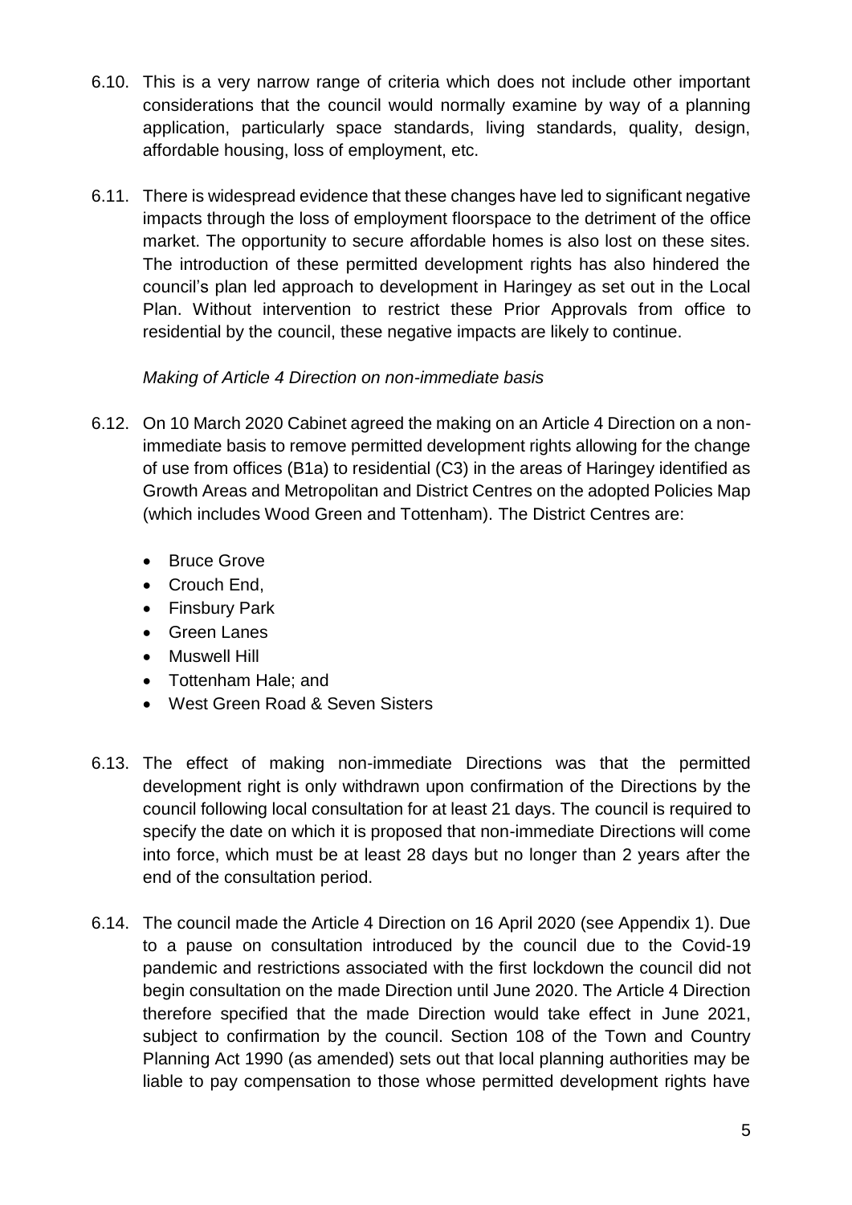6.10. This is a very narrow range of criteria which does not include other important considerations that the council would normally examine by way of a planning application, particularly space standards, living standards, quality, design, affordable housing, loss of employment, etc.

6.11. There is widespread evidence that these changes have led to significant negative impacts through the loss of employment floorspace to the detriment of the office market. The opportunity to secure affordable homes is also lost on these sites. The introduction of these permitted development rights has also hindered the council's plan led approach to development in Haringey as set out in the Local Plan. Without intervention to restrict these Prior Approvals from office to residential by the council, these negative impacts are likely to continue.

*Making of Article 4 Direction on non-immediate basis*

6.12. On 10 March 2020 Cabinet agreed the making on an Article 4 Direction on a non-immediate basis to remove permitted development rights allowing for the change of use from offices (B1a) to residential (C3) in the areas of Haringey identified as Growth Areas and Metropolitan and District Centres on the adopted Policies Map (which includes Wood Green and Tottenham). The District Centres are:

- Bruce Grove
- Crouch End,
- Finsbury Park
- Green Lanes
- Muswell Hill
- Tottenham Hale; and
- West Green Road & Seven Sisters

6.13. The effect of making non-immediate Directions was that the permitted development right is only withdrawn upon confirmation of the Directions by the council following local consultation for at least 21 days. The council is required to specify the date on which it is proposed that non-immediate Directions will come into force, which must be at least 28 days but no longer than 2 years after the end of the consultation period.

6.14. The council made the Article 4 Direction on 16 April 2020 (see Appendix 1). Due to a pause on consultation introduced by the council due to the Covid-19 pandemic and restrictions associated with the first lockdown the council did not begin consultation on the made Direction until June 2020. The Article 4 Direction therefore specified that the made Direction would take effect in June 2021, subject to confirmation by the council. Section 108 of the Town and Country Planning Act 1990 (as amended) sets out that local planning authorities may be liable to pay compensation to those whose permitted development rights have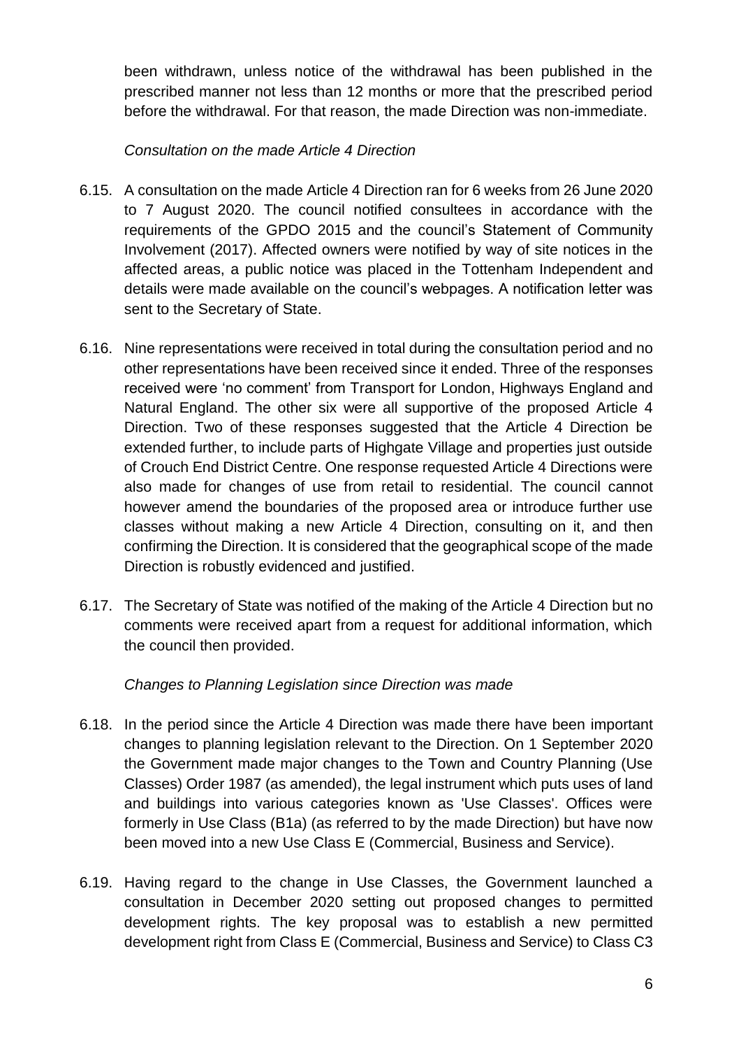been withdrawn, unless notice of the withdrawal has been published in the prescribed manner not less than 12 months or more that the prescribed period before the withdrawal. For that reason, the made Direction was non-immediate.

*Consultation on the made Article 4 Direction*

6.15. A consultation on the made Article 4 Direction ran for 6 weeks from 26 June 2020 to 7 August 2020. The council notified consultees in accordance with the requirements of the GPDO 2015 and the council's Statement of Community Involvement (2017). Affected owners were notified by way of site notices in the affected areas, a public notice was placed in the Tottenham Independent and details were made available on the council's webpages. A notification letter was sent to the Secretary of State.

6.16. Nine representations were received in total during the consultation period and no other representations have been received since it ended. Three of the responses received were 'no comment' from Transport for London, Highways England and Natural England. The other six were all supportive of the proposed Article 4 Direction. Two of these responses suggested that the Article 4 Direction be extended further, to include parts of Highgate Village and properties just outside of Crouch End District Centre. One response requested Article 4 Directions were also made for changes of use from retail to residential. The council cannot however amend the boundaries of the proposed area or introduce further use classes without making a new Article 4 Direction, consulting on it, and then confirming the Direction. It is considered that the geographical scope of the made Direction is robustly evidenced and justified.

6.17. The Secretary of State was notified of the making of the Article 4 Direction but no comments were received apart from a request for additional information, which the council then provided.

*Changes to Planning Legislation since Direction was made*

6.18. In the period since the Article 4 Direction was made there have been important changes to planning legislation relevant to the Direction. On 1 September 2020 the Government made major changes to the Town and Country Planning (Use Classes) Order 1987 (as amended), the legal instrument which puts uses of land and buildings into various categories known as 'Use Classes'. Offices were formerly in Use Class (B1a) (as referred to by the made Direction) but have now been moved into a new Use Class E (Commercial, Business and Service).

6.19. Having regard to the change in Use Classes, the Government launched a consultation in December 2020 setting out proposed changes to permitted development rights. The key proposal was to establish a new permitted development right from Class E (Commercial, Business and Service) to Class C3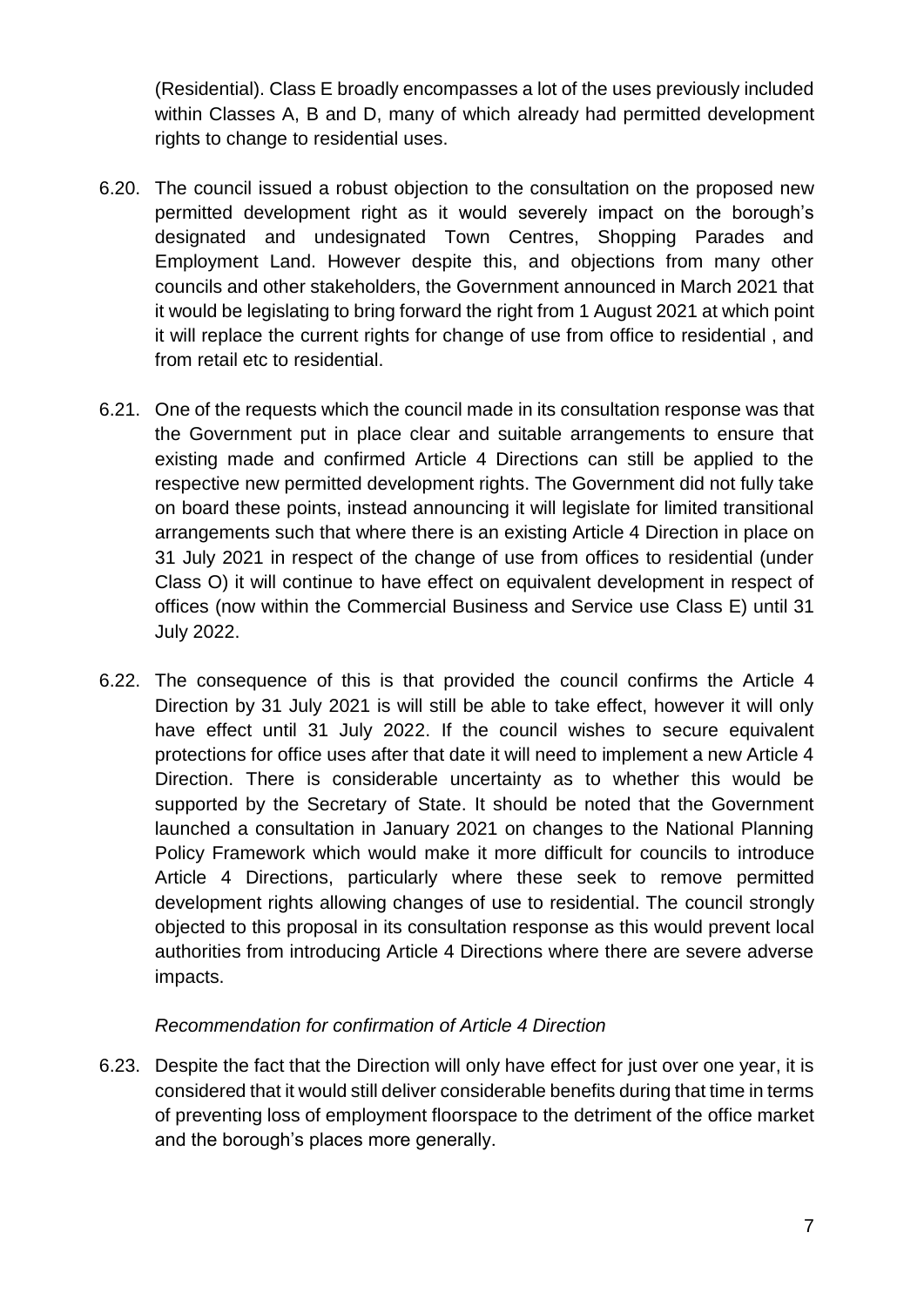(Residential). Class E broadly encompasses a lot of the uses previously included within Classes A, B and D, many of which already had permitted development rights to change to residential uses.

6.20. The council issued a robust objection to the consultation on the proposed new permitted development right as it would severely impact on the borough's designated and undesignated Town Centres, Shopping Parades and Employment Land. However despite this, and objections from many other councils and other stakeholders, the Government announced in March 2021 that it would be legislating to bring forward the right from 1 August 2021 at which point it will replace the current rights for change of use from office to residential , and from retail etc to residential.

6.21. One of the requests which the council made in its consultation response was that the Government put in place clear and suitable arrangements to ensure that existing made and confirmed Article 4 Directions can still be applied to the respective new permitted development rights. The Government did not fully take on board these points, instead announcing it will legislate for limited transitional arrangements such that where there is an existing Article 4 Direction in place on 31 July 2021 in respect of the change of use from offices to residential (under Class O) it will continue to have effect on equivalent development in respect of offices (now within the Commercial Business and Service use Class E) until 31 July 2022.

6.22. The consequence of this is that provided the council confirms the Article 4 Direction by 31 July 2021 is will still be able to take effect, however it will only have effect until 31 July 2022. If the council wishes to secure equivalent protections for office uses after that date it will need to implement a new Article 4 Direction. There is considerable uncertainty as to whether this would be supported by the Secretary of State. It should be noted that the Government launched a consultation in January 2021 on changes to the National Planning Policy Framework which would make it more difficult for councils to introduce Article 4 Directions, particularly where these seek to remove permitted development rights allowing changes of use to residential. The council strongly objected to this proposal in its consultation response as this would prevent local authorities from introducing Article 4 Directions where there are severe adverse impacts.

*Recommendation for confirmation of Article 4 Direction*

6.23. Despite the fact that the Direction will only have effect for just over one year, it is considered that it would still deliver considerable benefits during that time in terms of preventing loss of employment floorspace to the detriment of the office market and the borough's places more generally.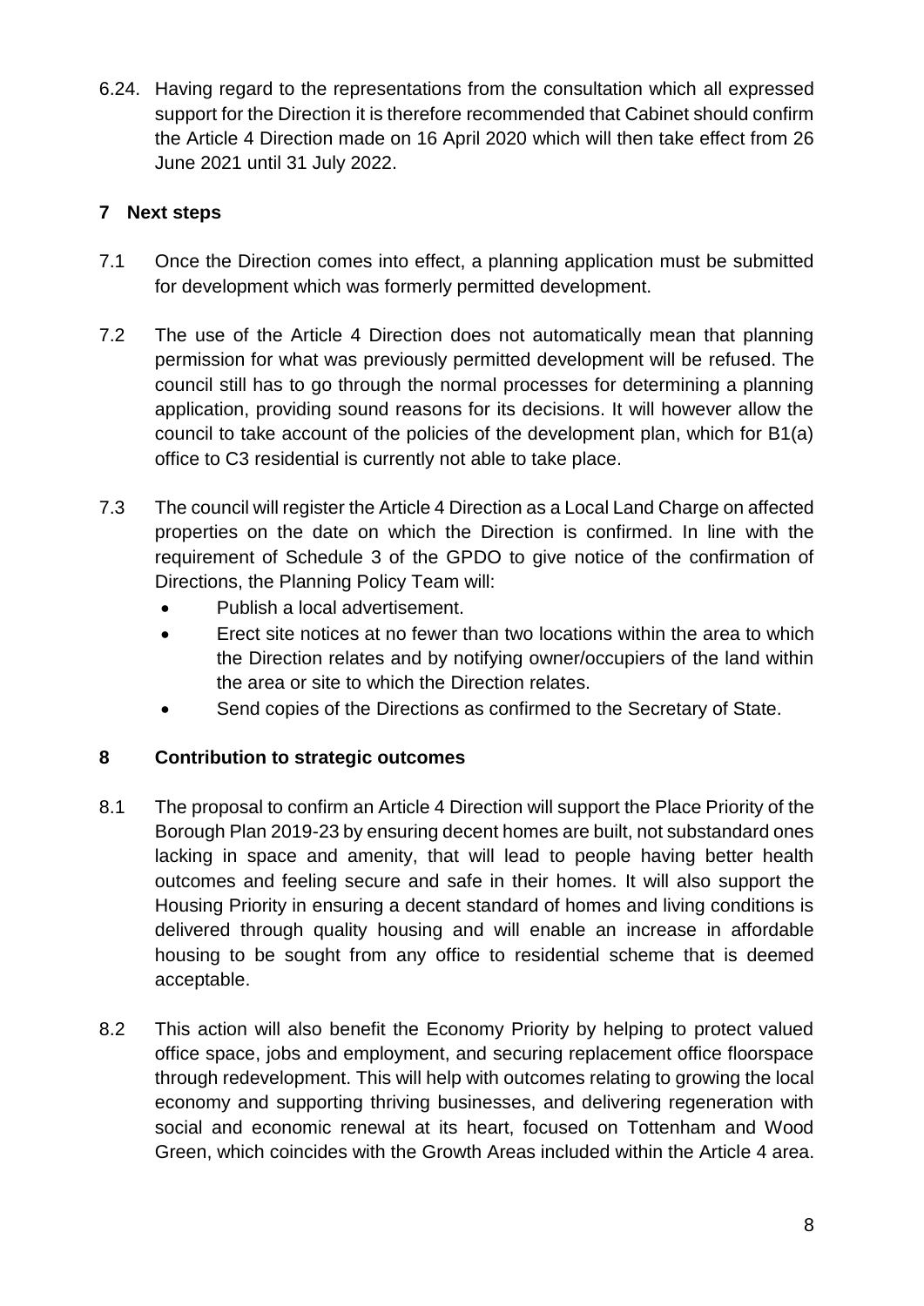6.24. Having regard to the representations from the consultation which all expressed support for the Direction it is therefore recommended that Cabinet should confirm the Article 4 Direction made on 16 April 2020 which will then take effect from 26 June 2021 until 31 July 2022.

## 7 Next steps

7.1 Once the Direction comes into effect, a planning application must be submitted for development which was formerly permitted development.

7.2 The use of the Article 4 Direction does not automatically mean that planning permission for what was previously permitted development will be refused. The council still has to go through the normal processes for determining a planning application, providing sound reasons for its decisions. It will however allow the council to take account of the policies of the development plan, which for B1(a) office to C3 residential is currently not able to take place.

7.3 The council will register the Article 4 Direction as a Local Land Charge on affected properties on the date on which the Direction is confirmed. In line with the requirement of Schedule 3 of the GPDO to give notice of the confirmation of Directions, the Planning Policy Team will:

- Publish a local advertisement.
- Erect site notices at no fewer than two locations within the area to which the Direction relates and by notifying owner/occupiers of the land within the area or site to which the Direction relates.
- Send copies of the Directions as confirmed to the Secretary of State.

## 8 Contribution to strategic outcomes

8.1 The proposal to confirm an Article 4 Direction will support the Place Priority of the Borough Plan 2019-23 by ensuring decent homes are built, not substandard ones lacking in space and amenity, that will lead to people having better health outcomes and feeling secure and safe in their homes. It will also support the Housing Priority in ensuring a decent standard of homes and living conditions is delivered through quality housing and will enable an increase in affordable housing to be sought from any office to residential scheme that is deemed acceptable.

8.2 This action will also benefit the Economy Priority by helping to protect valued office space, jobs and employment, and securing replacement office floorspace through redevelopment. This will help with outcomes relating to growing the local economy and supporting thriving businesses, and delivering regeneration with social and economic renewal at its heart, focused on Tottenham and Wood Green, which coincides with the Growth Areas included within the Article 4 area.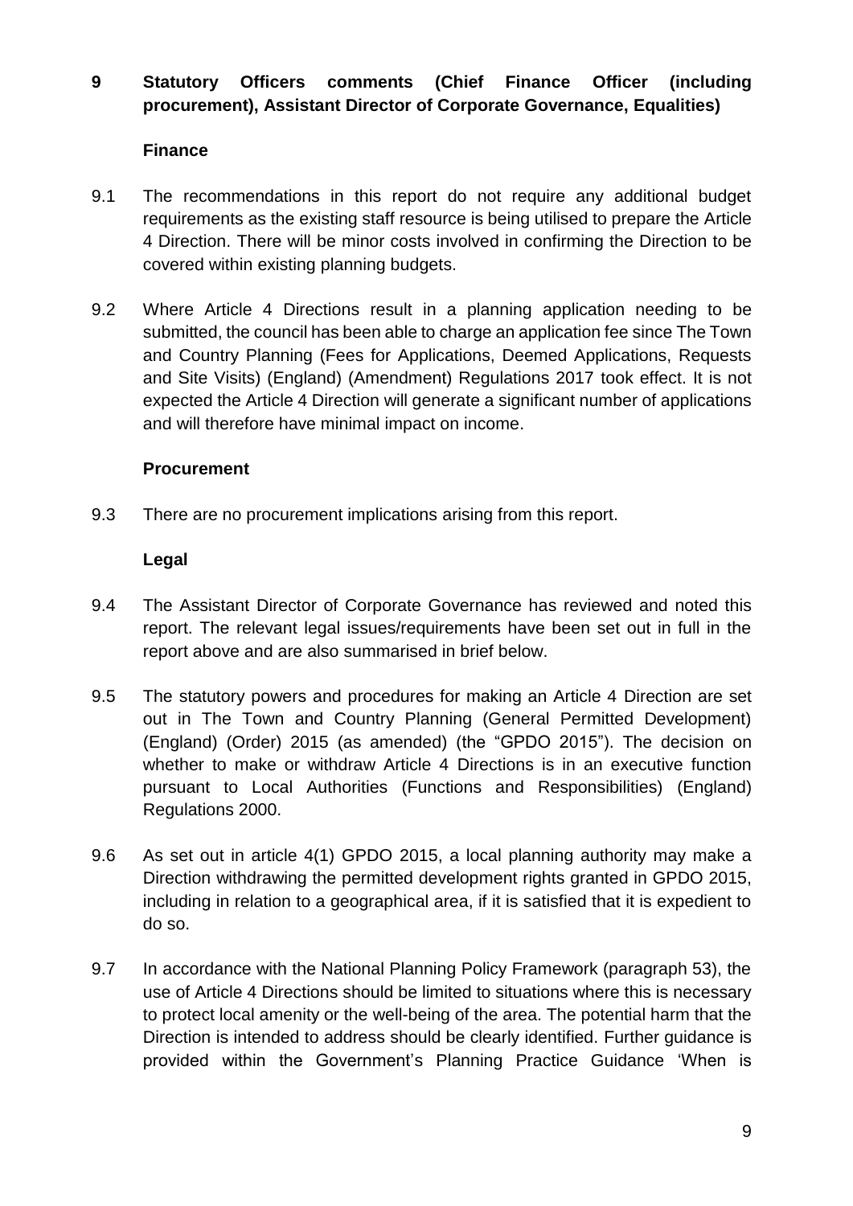## 9 Statutory Officers comments (Chief Finance Officer (including procurement), Assistant Director of Corporate Governance, Equalities)

### Finance

9.1 The recommendations in this report do not require any additional budget requirements as the existing staff resource is being utilised to prepare the Article 4 Direction. There will be minor costs involved in confirming the Direction to be covered within existing planning budgets.

9.2 Where Article 4 Directions result in a planning application needing to be submitted, the council has been able to charge an application fee since The Town and Country Planning (Fees for Applications, Deemed Applications, Requests and Site Visits) (England) (Amendment) Regulations 2017 took effect. It is not expected the Article 4 Direction will generate a significant number of applications and will therefore have minimal impact on income.

### Procurement

9.3 There are no procurement implications arising from this report.

### Legal

9.4 The Assistant Director of Corporate Governance has reviewed and noted this report. The relevant legal issues/requirements have been set out in full in the report above and are also summarised in brief below.

9.5 The statutory powers and procedures for making an Article 4 Direction are set out in The Town and Country Planning (General Permitted Development) (England) (Order) 2015 (as amended) (the "GPDO 2015"). The decision on whether to make or withdraw Article 4 Directions is in an executive function pursuant to Local Authorities (Functions and Responsibilities) (England) Regulations 2000.

9.6 As set out in article 4(1) GPDO 2015, a local planning authority may make a Direction withdrawing the permitted development rights granted in GPDO 2015, including in relation to a geographical area, if it is satisfied that it is expedient to do so.

9.7 In accordance with the National Planning Policy Framework (paragraph 53), the use of Article 4 Directions should be limited to situations where this is necessary to protect local amenity or the well-being of the area. The potential harm that the Direction is intended to address should be clearly identified. Further guidance is provided within the Government's Planning Practice Guidance 'When is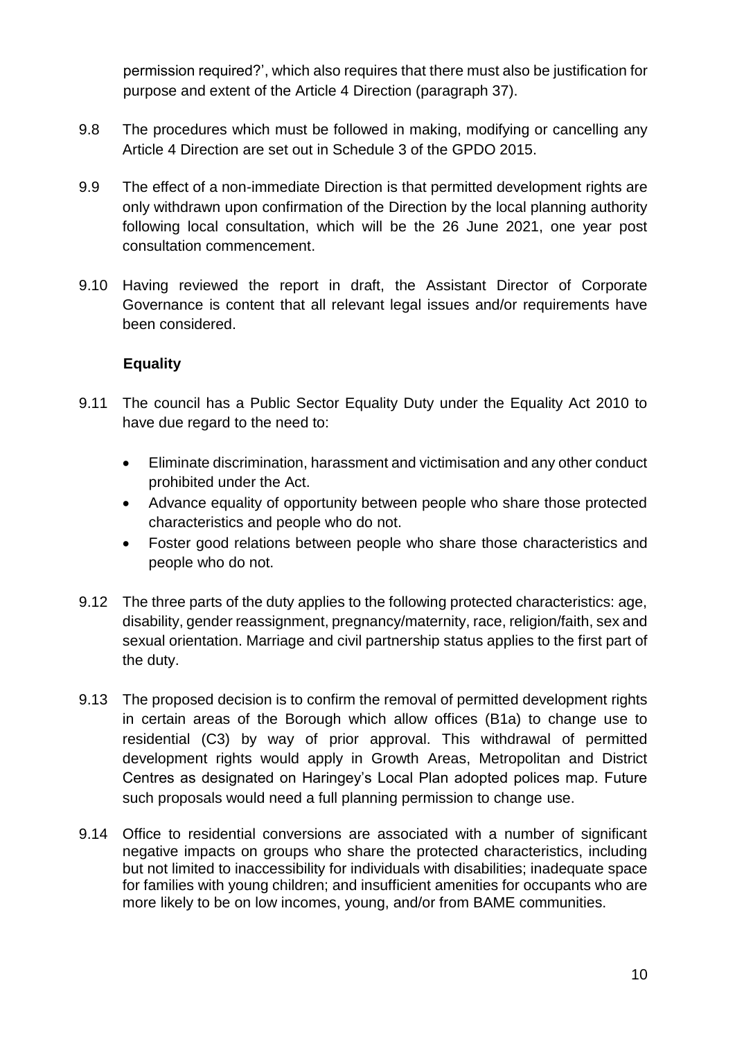permission required?', which also requires that there must also be justification for purpose and extent of the Article 4 Direction (paragraph 37).

9.8 The procedures which must be followed in making, modifying or cancelling any Article 4 Direction are set out in Schedule 3 of the GPDO 2015.

9.9 The effect of a non-immediate Direction is that permitted development rights are only withdrawn upon confirmation of the Direction by the local planning authority following local consultation, which will be the 26 June 2021, one year post consultation commencement.

9.10 Having reviewed the report in draft, the Assistant Director of Corporate Governance is content that all relevant legal issues and/or requirements have been considered.

**Equality**

9.11 The council has a Public Sector Equality Duty under the Equality Act 2010 to have due regard to the need to:

- Eliminate discrimination, harassment and victimisation and any other conduct prohibited under the Act.
- Advance equality of opportunity between people who share those protected characteristics and people who do not.
- Foster good relations between people who share those characteristics and people who do not.

9.12 The three parts of the duty applies to the following protected characteristics: age, disability, gender reassignment, pregnancy/maternity, race, religion/faith, sex and sexual orientation. Marriage and civil partnership status applies to the first part of the duty.

9.13 The proposed decision is to confirm the removal of permitted development rights in certain areas of the Borough which allow offices (B1a) to change use to residential (C3) by way of prior approval. This withdrawal of permitted development rights would apply in Growth Areas, Metropolitan and District Centres as designated on Haringey's Local Plan adopted polices map. Future such proposals would need a full planning permission to change use.

9.14 Office to residential conversions are associated with a number of significant negative impacts on groups who share the protected characteristics, including but not limited to inaccessibility for individuals with disabilities; inadequate space for families with young children; and insufficient amenities for occupants who are more likely to be on low incomes, young, and/or from BAME communities.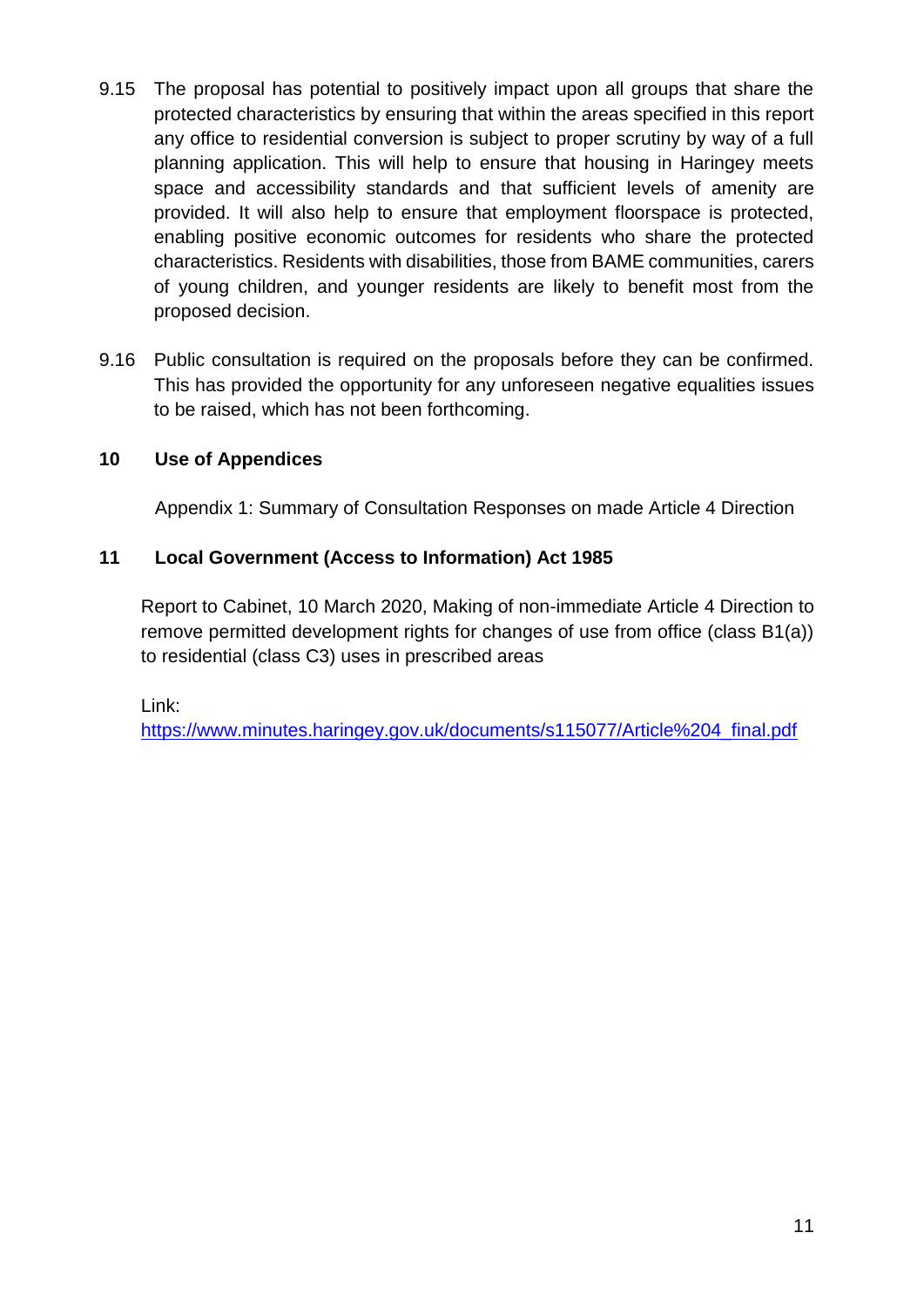9.15 The proposal has potential to positively impact upon all groups that share the protected characteristics by ensuring that within the areas specified in this report any office to residential conversion is subject to proper scrutiny by way of a full planning application. This will help to ensure that housing in Haringey meets space and accessibility standards and that sufficient levels of amenity are provided. It will also help to ensure that employment floorspace is protected, enabling positive economic outcomes for residents who share the protected characteristics. Residents with disabilities, those from BAME communities, carers of young children, and younger residents are likely to benefit most from the proposed decision.

9.16 Public consultation is required on the proposals before they can be confirmed. This has provided the opportunity for any unforeseen negative equalities issues to be raised, which has not been forthcoming.

## 10 Use of Appendices

Appendix 1: Summary of Consultation Responses on made Article 4 Direction

## 11 Local Government (Access to Information) Act 1985

Report to Cabinet, 10 March 2020, Making of non-immediate Article 4 Direction to remove permitted development rights for changes of use from office (class B1(a)) to residential (class C3) uses in prescribed areas

Link:
https://www.minutes.haringey.gov.uk/documents/s115077/Article%204_final.pdf